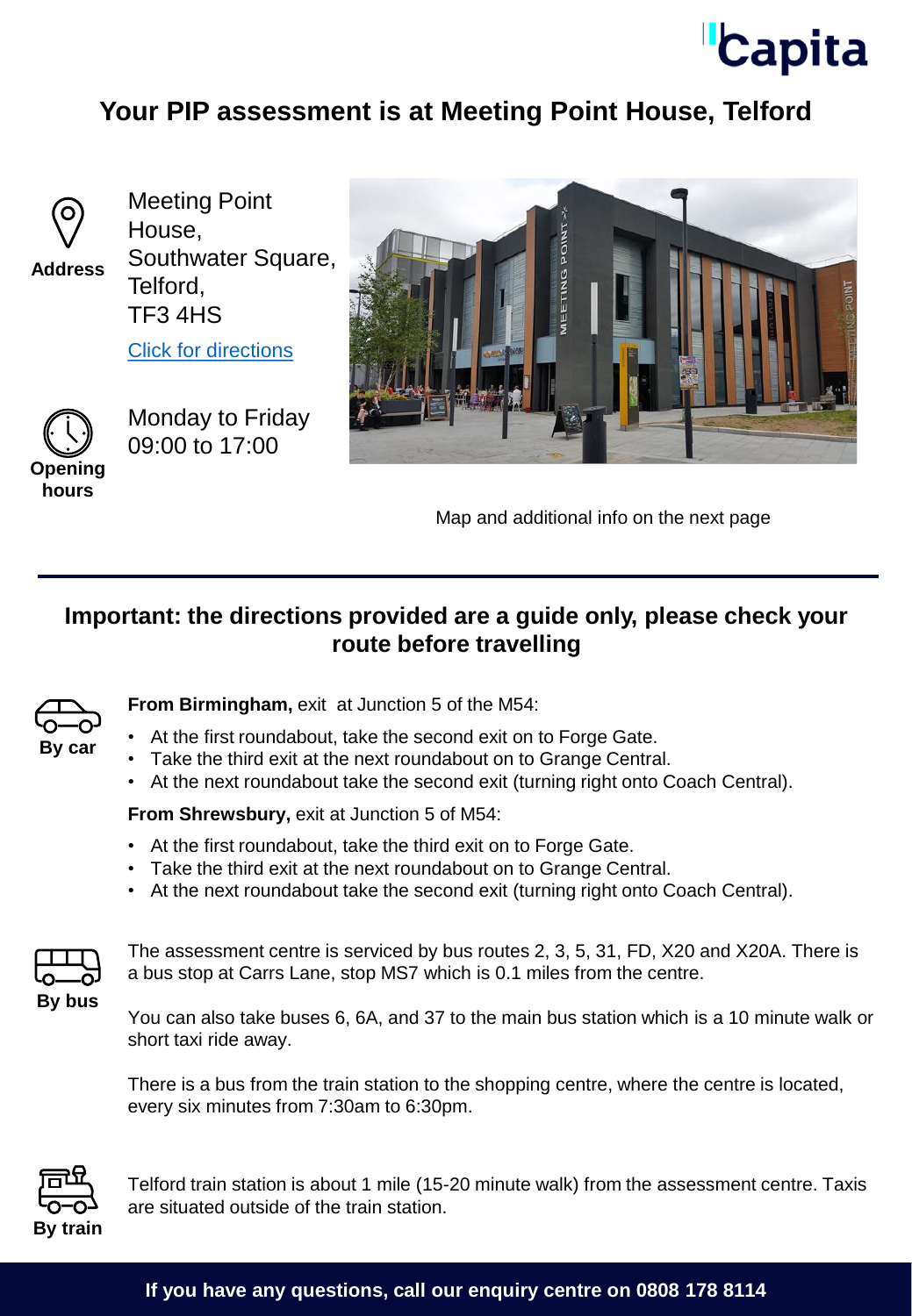Capita

# Your PIP assessment is at Meeting Point House, Telford

**Address**

Meeting Point House,
Southwater Square,
Telford,
TF3 4HS

[Click for directions]

**Opening hours**

Monday to Friday
09:00 to 17:00

Map and additional info on the next page

## Important: the directions provided are a guide only, please check your route before travelling

**By car**

**From Birmingham,** exit at Junction 5 of the M54:

- At the first roundabout, take the second exit on to Forge Gate.
- Take the third exit at the next roundabout on to Grange Central.
- At the next roundabout take the second exit (turning right onto Coach Central).

**From Shrewsbury,** exit at Junction 5 of M54:

- At the first roundabout, take the third exit on to Forge Gate.
- Take the third exit at the next roundabout on to Grange Central.
- At the next roundabout take the second exit (turning right onto Coach Central).

**By bus**

The assessment centre is serviced by bus routes 2, 3, 5, 31, FD, X20 and X20A. There is a bus stop at Carrs Lane, stop MS7 which is 0.1 miles from the centre.

You can also take buses 6, 6A, and 37 to the main bus station which is a 10 minute walk or short taxi ride away.

There is a bus from the train station to the shopping centre, where the centre is located, every six minutes from 7:30am to 6:30pm.

**By train**

Telford train station is about 1 mile (15-20 minute walk) from the assessment centre. Taxis are situated outside of the train station.

**If you have any questions, call our enquiry centre on 0808 178 8114**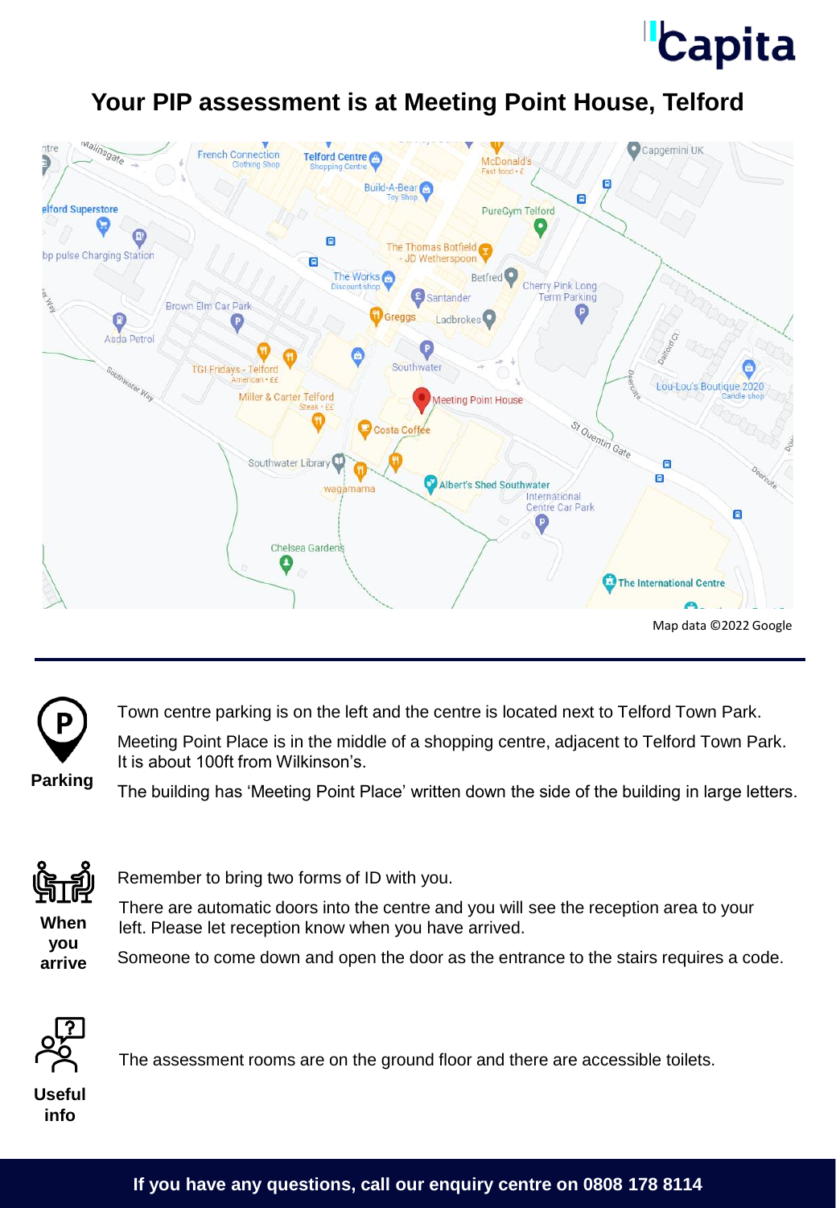Capita

# Your PIP assessment is at Meeting Point House, Telford

Map data ©2022 Google

**Parking**

Town centre parking is on the left and the centre is located next to Telford Town Park.

Meeting Point Place is in the middle of a shopping centre, adjacent to Telford Town Park. It is about 100ft from Wilkinson's.

The building has 'Meeting Point Place' written down the side of the building in large letters.

**When you arrive**

Remember to bring two forms of ID with you.

There are automatic doors into the centre and you will see the reception area to your left. Please let reception know when you have arrived.

Someone to come down and open the door as the entrance to the stairs requires a code.

**Useful info**

The assessment rooms are on the ground floor and there are accessible toilets.

**If you have any questions, call our enquiry centre on 0808 178 8114**